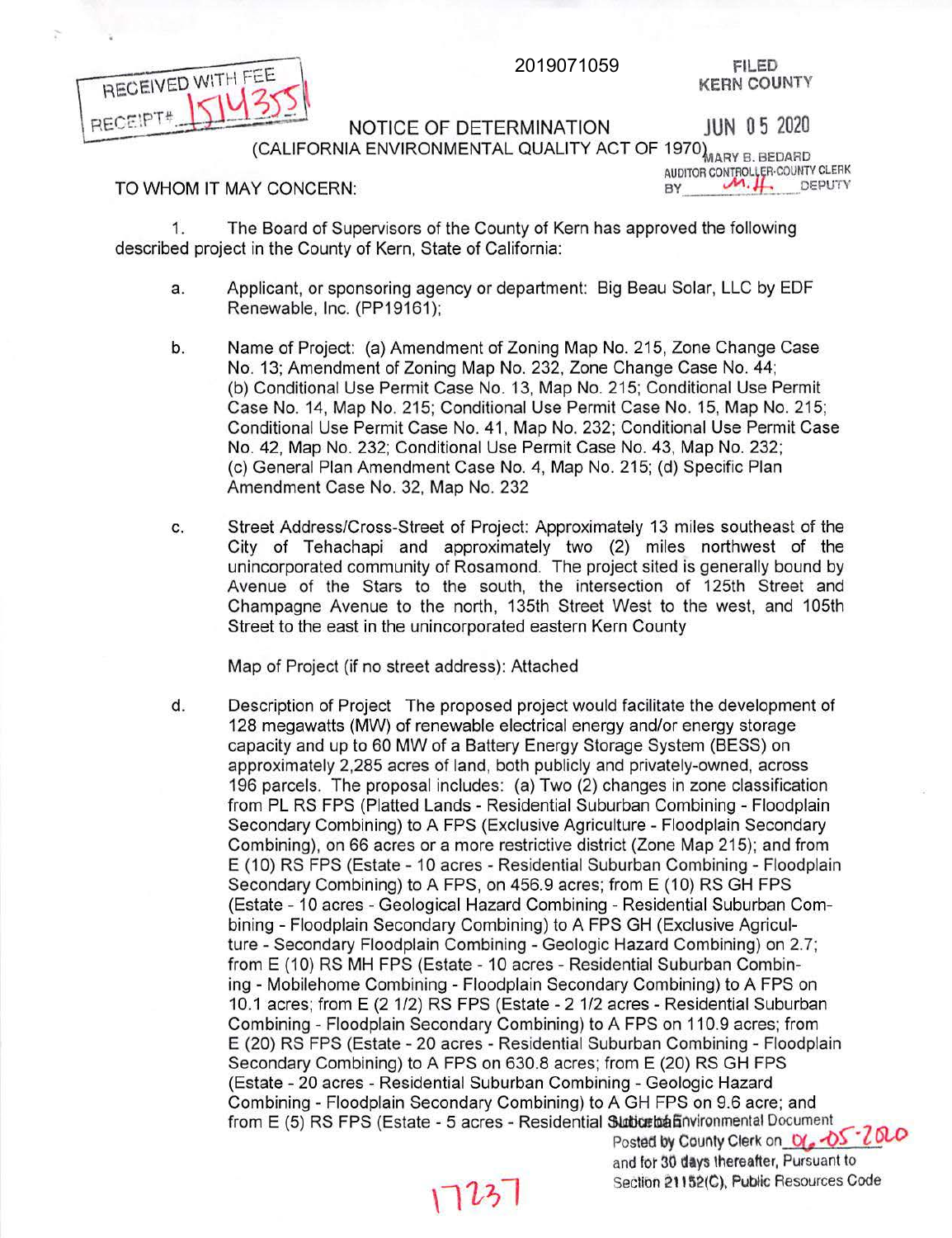RECEIVED WITH FEE
RECEIPT# 1514355

2019071059

FILED
KERN COUNTY

JUN 05 2020

MARY B. BEDARD
AUDITOR CONTROLLER-COUNTY CLERK
BY M.H. DEPUTY

# NOTICE OF DETERMINATION

(CALIFORNIA ENVIRONMENTAL QUALITY ACT OF 1970)

TO WHOM IT MAY CONCERN:

1. The Board of Supervisors of the County of Kern has approved the following described project in the County of Kern, State of California:

   a. Applicant, or sponsoring agency or department: Big Beau Solar, LLC by EDF Renewable, Inc. (PP19161);

   b. Name of Project: (a) Amendment of Zoning Map No. 215, Zone Change Case No. 13; Amendment of Zoning Map No. 232, Zone Change Case No. 44; (b) Conditional Use Permit Case No. 13, Map No. 215; Conditional Use Permit Case No. 14, Map No. 215; Conditional Use Permit Case No. 15, Map No. 215; Conditional Use Permit Case No. 41, Map No. 232; Conditional Use Permit Case No. 42, Map No. 232; Conditional Use Permit Case No. 43, Map No. 232; (c) General Plan Amendment Case No. 4, Map No. 215; (d) Specific Plan Amendment Case No. 32, Map No. 232

   c. Street Address/Cross-Street of Project: Approximately 13 miles southeast of the City of Tehachapi and approximately two (2) miles northwest of the unincorporated community of Rosamond. The project sited is generally bound by Avenue of the Stars to the south, the intersection of 125th Street and Champagne Avenue to the north, 135th Street West to the west, and 105th Street to the east in the unincorporated eastern Kern County

      Map of Project (if no street address): Attached

   d. Description of Project The proposed project would facilitate the development of 128 megawatts (MW) of renewable electrical energy and/or energy storage capacity and up to 60 MW of a Battery Energy Storage System (BESS) on approximately 2,285 acres of land, both publicly and privately-owned, across 196 parcels. The proposal includes: (a) Two (2) changes in zone classification from PL RS FPS (Platted Lands - Residential Suburban Combining - Floodplain Secondary Combining) to A FPS (Exclusive Agriculture - Floodplain Secondary Combining), on 66 acres or a more restrictive district (Zone Map 215); and from E (10) RS FPS (Estate - 10 acres - Residential Suburban Combining - Floodplain Secondary Combining) to A FPS, on 456.9 acres; from E (10) RS GH FPS (Estate - 10 acres - Geological Hazard Combining - Residential Suburban Combining - Floodplain Secondary Combining) to A FPS GH (Exclusive Agriculture - Secondary Floodplain Combining - Geologic Hazard Combining) on 2.7; from E (10) RS MH FPS (Estate - 10 acres - Residential Suburban Combining - Mobilehome Combining - Floodplain Secondary Combining) to A FPS on 10.1 acres; from E (2 1/2) RS FPS (Estate - 2 1/2 acres - Residential Suburban Combining - Floodplain Secondary Combining) to A FPS on 110.9 acres; from E (20) RS FPS (Estate - 20 acres - Residential Suburban Combining - Floodplain Secondary Combining) to A FPS on 630.8 acres; from E (20) RS GH FPS (Estate - 20 acres - Residential Suburban Combining - Geologic Hazard Combining - Floodplain Secondary Combining) to A GH FPS on 9.6 acre; and from E (5) RS FPS (Estate - 5 acres - Residential Suburban

Environmental Document
Posted by County Clerk on 06-05-2020
and for 30 days thereafter, Pursuant to
Section 21152(C), Public Resources Code

17237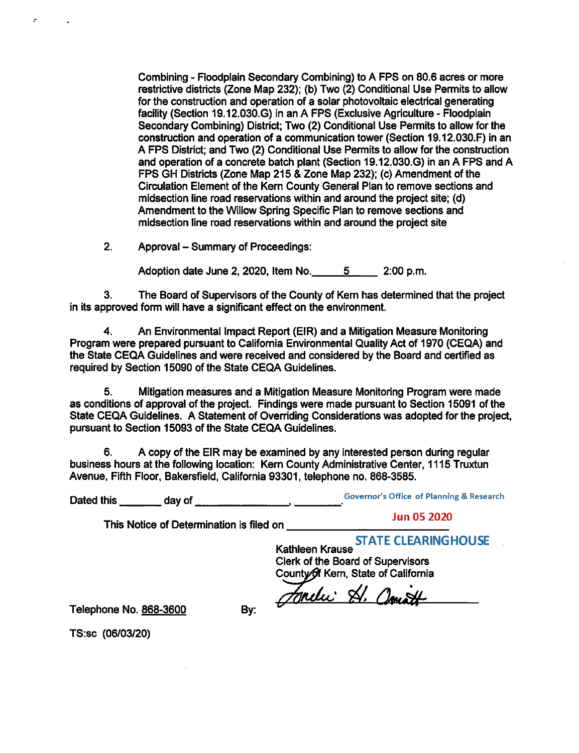Combining - Floodplain Secondary Combining) to A FPS on 80.6 acres or more restrictive districts (Zone Map 232); (b) Two (2) Conditional Use Permits to allow for the construction and operation of a solar photovoltaic electrical generating facility (Section 19.12.030.G) in an A FPS (Exclusive Agriculture - Floodplain Secondary Combining) District; Two (2) Conditional Use Permits to allow for the construction and operation of a communication tower (Section 19.12.030.F) in an A FPS District; and Two (2) Conditional Use Permits to allow for the construction and operation of a concrete batch plant (Section 19.12.030.G) in an A FPS and A FPS GH Districts (Zone Map 215 & Zone Map 232); (c) Amendment of the Circulation Element of the Kern County General Plan to remove sections and midsection line road reservations within and around the project site; (d) Amendment to the Willow Spring Specific Plan to remove sections and midsection line road reservations within and around the project site

2. Approval – Summary of Proceedings:

   Adoption date June 2, 2020, Item No. ___5___ 2:00 p.m.

3. The Board of Supervisors of the County of Kern has determined that the project in its approved form will have a significant effect on the environment.

4. An Environmental Impact Report (EIR) and a Mitigation Measure Monitoring Program were prepared pursuant to California Environmental Quality Act of 1970 (CEQA) and the State CEQA Guidelines and were received and considered by the Board and certified as required by Section 15090 of the State CEQA Guidelines.

5. Mitigation measures and a Mitigation Measure Monitoring Program were made as conditions of approval of the project. Findings were made pursuant to Section 15091 of the State CEQA Guidelines. A Statement of Overriding Considerations was adopted for the project, pursuant to Section 15093 of the State CEQA Guidelines.

6. A copy of the EIR may be examined by any interested person during regular business hours at the following location: Kern County Administrative Center, 1115 Truxtun Avenue, Fifth Floor, Bakersfield, California 93301, telephone no. 868-3585.

Dated this _______ day of ________________, ________.

Governor's Office of Planning & Research

Jun 05 2020

STATE CLEARINGHOUSE

This Notice of Determination is filed on ______________________

Kathleen Krause
Clerk of the Board of Supervisors
County of Kern, State of California

Telephone No. 868-3600

By: *Tonelu' H. Omitt*

TS:sc (06/03/20)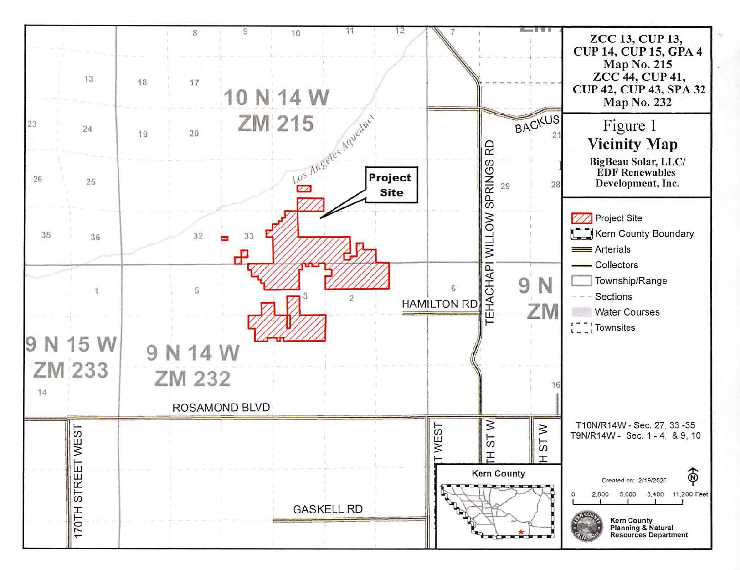**ZCC 13, CUP 13, CUP 14, CUP 15, GPA 4 Map No. 215**
**ZCC 44, CUP 41, CUP 42, CUP 43, SPA 32 Map No. 232**

# Figure 1
## Vicinity Map

**BigBeau Solar, LLC/ EDF Renewables Development, Inc.**

- Project Site
- Kern County Boundary
- Arterials
- Collectors
- Township/Range
- Sections
- Water Courses
- Townsites

T10N/R14W - Sec. 27, 33 -35
T9N/R14W - Sec. 1 - 4, & 9, 10

Created on: 2/19/2020

0 2,800 5,600 8,400 11,200 Feet

Kern County Planning & Natural Resources Department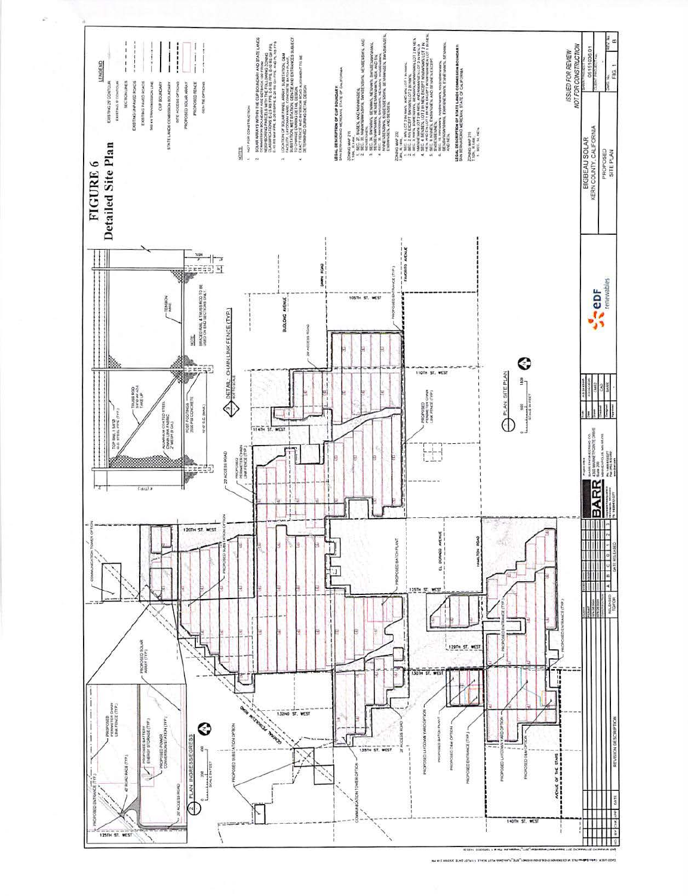# FIGURE 6
## Detailed Site Plan

**LEGEND**

- EXISTING 25' CONTOUR
- EXISTING 5' CONTOUR
- SECTION LINES
- EXISTING UNPAVED ROADS
- EXISTING PAVED ROADS
- 500 KV TRANSMISSION LINE
- CUP BOUNDARY
- STATE LANDS COMMISSION BOUNDARY
- SITE ACCESS OPTIONS
- PROPOSED SOLAR ARRAY
- PROPOSED FENCE
- GEN-TIE OPTIONS

**NOTES:**

1. NOT FOR CONSTRUCTION
2. SOLAR ARRAYS WITHIN THE CUP BOUNDARY AND STATE LANDS COMMISSION BOUNDARY ARE SETBACK 100' FROM NEIGHBORING PARCELS WITH THE FOLLOWING ZONING CLASSIFICATIONS: E 2.5 RS FPS, E 5 RS FPS, E 10 RS GH FPS, E 10 RS FPS, E 20 RS FPS, E 20 RS GH FPS, AND A, RS FPS
3. LOCATION OF SOLAR PANEL ARRAY, SUBSTATION, O&M FACILITY, LAYDOWN YARD, CONCRETE BATCH PLANT, SUBSTATION, MET STATION, GEN-TIE AND ENTRANCES SUBJECT TO CHANGE DURING DETAIL DESIGN.
4. EXACT FENCE AND INTERIOR ROAD ARRANGEMENT TO BE DETERMINED DURING DETAIL DESIGN

**LEGAL DESCRIPTION OF CUP BOUNDARY:**
SAN BERNARDINO MERIDIAN, STATE OF CALIFORNIA

ZONING MAP 215
T.10N., R.14W.

1. SEC. 27, S½SE¼, AND NW¼NW¼SE¼.
2. SEC. 33, NW¼NW¼SW¼NW¼, SW¼SE¼NW¼, NE¼NE¼SW¼, AND SE¼NE¼SW¼.
3. SEC. 34, SW¼NW¼, SE¼NW¼, NE¼NW¼, SW¼NE¼NW¼NW¼, SE¼NE¼NW¼NW¼, NE¼NE¼NW¼NW¼, NE¼, AND S½.
4. SEC. 35, NW¼NW¼, SW¼NW¼, NE¼NW¼, NW¼NE¼NW¼, NW¼NE¼SE¼NW¼, SW¼NE¼SE¼NW¼, SE¼NE¼SE¼NW¼, E½NW¼SE¼NW¼, SE¼NW¼SE¼NW¼, AND SE¼SE¼.

ZONING MAP 232
T.9N., R.14W.

1. SEC. 1, W½ LOT 2 IN NW¼, AND W½ LOT 1 IN NW¼.
2. SEC. 2, N½ EXCEPT SW¼NW¼ LOT 2 IN NW¼.
3. SEC. 3, NW¼, S½NE¼NW¼, SE¼NE¼NW¼NW¼ LOT 2 IN NE¼, NW¼NE¼NW¼ LOT 2 IN NE¼, AND NE¼NE¼NW¼ LOT 2 IN NE¼.
4. SEC. 4, SE¼SE¼, LOT 2 IN NE¼ EXCEPT NW¼NW¼NW¼ LOT 2 IN NE¼, AND N½ OF LOT 1 IN NE¼ EXCEPT NE¼NE¼NW¼ LOT 1 IN NE¼.
5. SEC. 9, N½NE¼, E½NW¼NE¼, AND SE¼NE¼NE¼.
6. SEC. 10, NW¼NW¼, N½NW¼NE¼NW¼, NE¼NE¼NW¼, SE¼NE¼NW¼NW¼, E½NW¼NW¼NW¼, E½NW¼NE¼NW¼, SE¼NW¼, AND NE¼.

**LEGAL DESCRIPTION OF STATE LANDS COMMISSION BOUNDARY:**
SAN BERNARDINO MERIDIAN, STATE OF CALIFORNIA

ZONING MAP 215
T.10N., R.14W.

1. SEC. 36, NE¼.

DETAIL: CHAIN LINK FENCE (TYP.) — NOT TO SCALE

- TOP RAIL 1-5/8"Ø O.D. STEEL PIPE (TYP.)
- TRUSS ROD 3/8"Ø W/ ADJ. TAKE UP
- TENSION WIRE
- ALUMINUM COATED STEEL CHAIN LINK FABRIC 2" MESH (9 GA.)
- POST FOOTINGS 2500 PSI CONCRETE
- 10'-0" O.C. (MAX.)
- MIN.

NOTE: BRACED RAIL & TRUSS ROD TO BE USED ON END SECTIONS ONLY.

PLAN: INGRESS/EGRESS — SCALE IN FEET 0, 200, 400

- PROPOSED ENTRANCE (TYP.)
- PROPOSED PERIMETER CHAIN LINK FENCE (TYP.)
- 40' ROAD RADII (TYP.)
- PROPOSED BATTERY ENERGY STORAGE (TYP.)
- PROPOSED POWER CONVERSION STATION (TYP.)
- PROPOSED SOLAR ARRAY (TYP.)
- 20' ACCESS ROAD
- 125TH ST. WEST

PLAN: SITE PLAN — SCALE IN FEET 0, 500, 1500

Site plan labels: COMMUNICATION TOWER OPTION; PROPOSED SUBSTATION OPTION; 120TH ST. WEST; 20' ACCESS ROAD; PROPOSED PERIMETER CHAIN LINK FENCE (TYP.); 114TH ST. WEST; 110TH ST. WEST; 105TH ST. WEST; BUDLONG AVENUE; DAWN ROAD; FAIRVIEW AVENUE; PROPOSED ENTRANCE (TYP.); PROPOSED PERIMETER CHAIN LINK FENCE (TYP.); PROPOSED BATCH PLANT; EL DORADO AVENUE; HAMILTON ROAD; 125TH ST. WEST; 129TH ST. WEST; 130TH ST. WEST; 132ND ST. WEST; 135TH ST. WEST; 140TH ST. WEST; CENTRAL PETROLEUM ROAD; AVENUE OF THE STARS; PROPOSED LAYDOWN YARD OPTION; PROPOSED BATCH PLANT; PROPOSED O&M OPTION; PROPOSED ENTRANCE (TYP.); PROPOSED SUBSTATION OPTION; COMMUNICATION TOWER OPTION; 20' ACCESS ROAD.

*ISSUED FOR REVIEW*
*NOT FOR CONSTRUCTION*

BIGBEAU SOLAR
KERN COUNTY, CALIFORNIA

PROPOSED SITE PLAN

Project No. 05151036.01 — FIG. 1 — REV. B

BARR — BARR ENGINEERING CO.

EDF renewables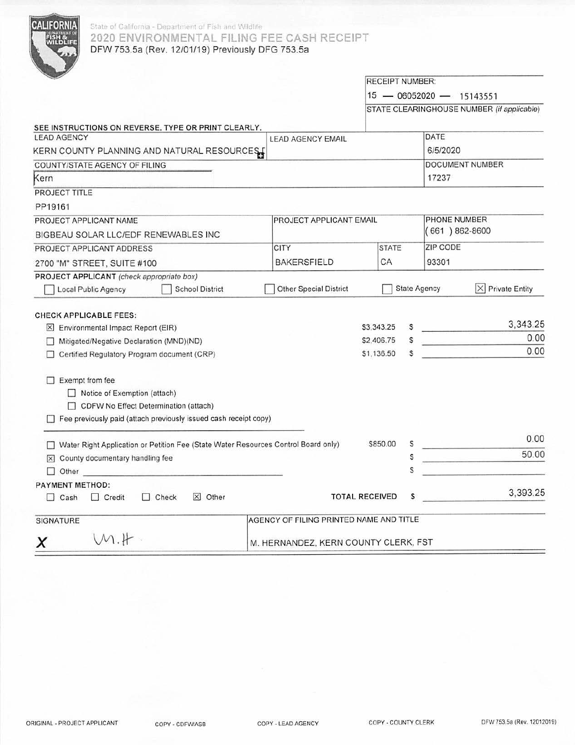State of California - Department of Fish and Wildlife

# 2020 ENVIRONMENTAL FILING FEE CASH RECEIPT

DFW 753.5a (Rev. 12/01/19) Previously DFG 753.5a

| RECEIPT NUMBER: |
|---|
| 15 — 06052020 — 15143551 |
| STATE CLEARINGHOUSE NUMBER (if applicable) |
| |

**SEE INSTRUCTIONS ON REVERSE. TYPE OR PRINT CLEARLY.**

| LEAD AGENCY | LEAD AGENCY EMAIL | DATE |
|---|---|---|
| KERN COUNTY PLANNING AND NATURAL RESOURCES | | 6/5/2020 |

| COUNTY/STATE AGENCY OF FILING | DOCUMENT NUMBER |
|---|---|
| Kern | 17237 |

PROJECT TITLE

PP19161

| PROJECT APPLICANT NAME | PROJECT APPLICANT EMAIL | PHONE NUMBER |
|---|---|---|
| BIGBEAU SOLAR LLC/EDF RENEWABLES INC | | (661) 862-8600 |

| PROJECT APPLICANT ADDRESS | CITY | STATE | ZIP CODE |
|---|---|---|---|
| 2700 "M" STREET, SUITE #100 | BAKERSFIELD | CA | 93301 |

**PROJECT APPLICANT** *(check appropriate box)*

☐ Local Public Agency ☐ School District ☐ Other Special District ☐ State Agency ☒ Private Entity

**CHECK APPLICABLE FEES:**

| Fee | Rate | Amount |
|---|---|---|
| ☒ Environmental Impact Report (EIR) | $3,343.25 | $ 3,343.25 |
| ☐ Mitigated/Negative Declaration (MND)(ND) | $2,406.75 | $ 0.00 |
| ☐ Certified Regulatory Program document (CRP) | $1,136.50 | $ 0.00 |

☐ Exempt from fee
- ☐ Notice of Exemption (attach)
- ☐ CDFW No Effect Determination (attach)

☐ Fee previously paid (attach previously issued cash receipt copy)

| Fee | Rate | Amount |
|---|---|---|
| ☐ Water Right Application or Petition Fee (State Water Resources Control Board only) | $850.00 | $ 0.00 |
| ☒ County documentary handling fee | | $ 50.00 |
| ☐ Other | | $ |

**PAYMENT METHOD:**

☐ Cash ☐ Credit ☐ Check ☒ Other **TOTAL RECEIVED** $ 3,393.25

| SIGNATURE | AGENCY OF FILING PRINTED NAME AND TITLE |
|---|---|
| X M.H. | M. HERNANDEZ, KERN COUNTY CLERK, FST |

ORIGINAL - PROJECT APPLICANT COPY - CDFW/ASB COPY - LEAD AGENCY COPY - COUNTY CLERK DFW 753.5a (Rev. 12012019)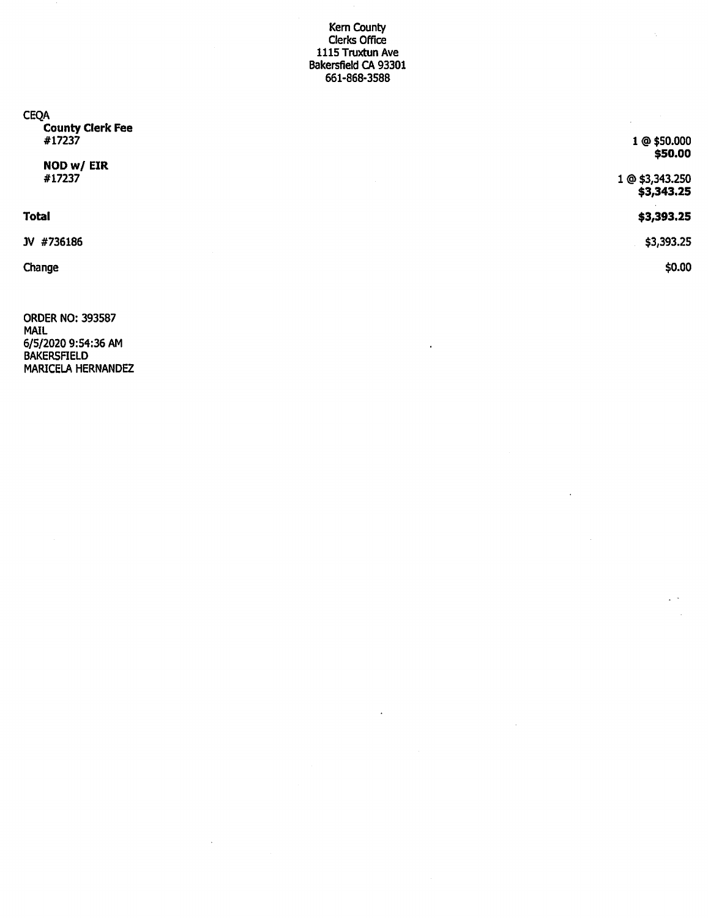Kern County
Clerks Office
1115 Truxtun Ave
Bakersfield CA 93301
661-868-3588

| CEQA | |
|---|---|
| **County Clerk Fee** #17237 | 1 @ $50.000 **$50.00** |
| **NOD w/ EIR** #17237 | 1 @ $3,343.250 **$3,343.25** |
| **Total** | **$3,393.25** |
| JV #736186 | $3,393.25 |
| Change | $0.00 |

ORDER NO: 393587
MAIL
6/5/2020 9:54:36 AM
BAKERSFIELD
MARICELA HERNANDEZ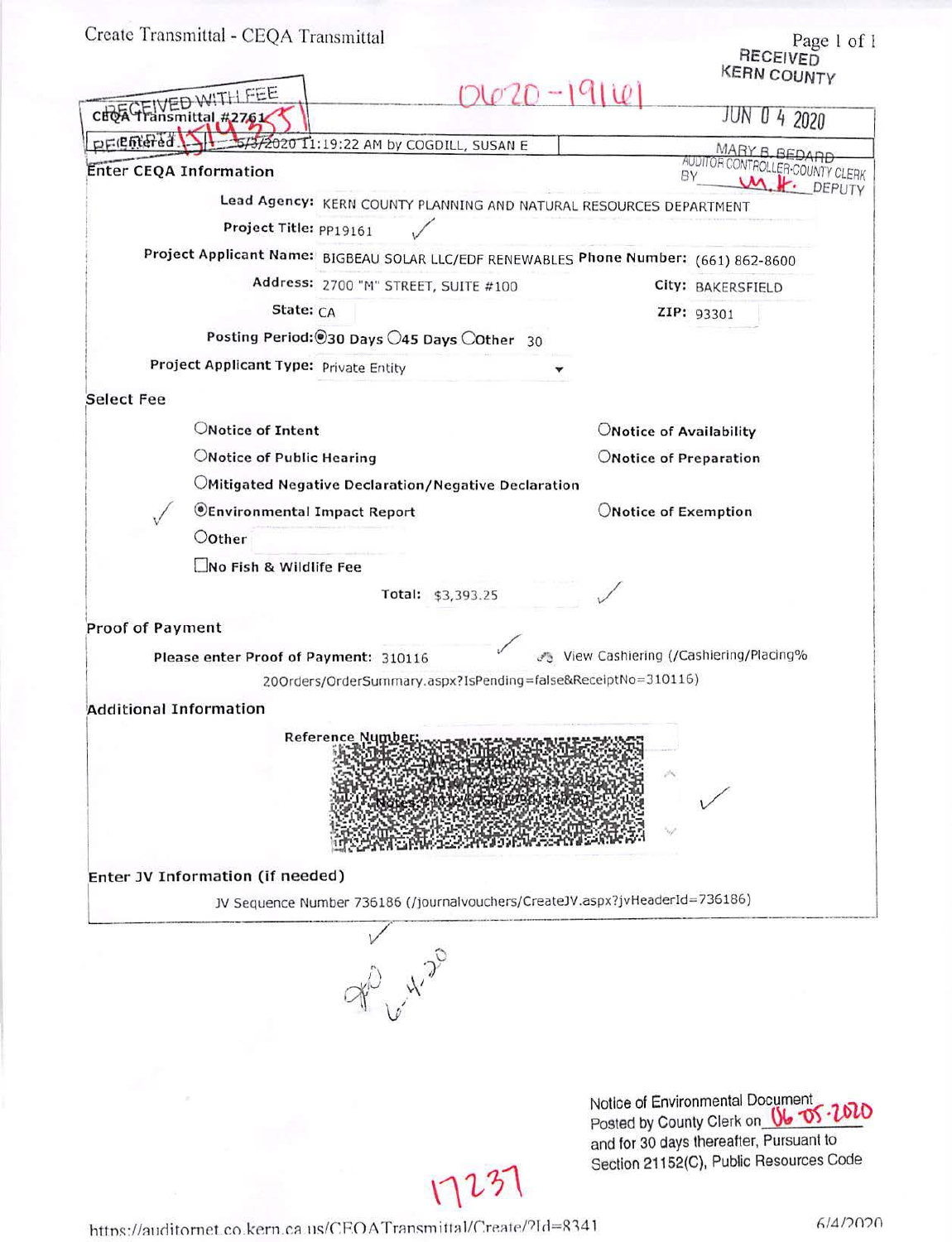Create Transmittal - CEQA Transmittal

RECEIVED KERN COUNTY

0620-19161

RECEIVED WITH FEE

CEQA Transmittal #2761 1519351

Entered 6/3/2020 11:19:22 AM by COGDILL, SUSAN E

JUN 04 2020

MARY B. BEDARD
AUDITOR CONTROLLER-COUNTY CLERK
BY M.K. DEPUTY

**Enter CEQA Information**

**Lead Agency:** KERN COUNTY PLANNING AND NATURAL RESOURCES DEPARTMENT

**Project Title:** PP19161 ✓

**Project Applicant Name:** BIGBEAU SOLAR LLC/EDF RENEWABLES **Phone Number:** (661) 862-8600

**Address:** 2700 "M" STREET, SUITE #100 **City:** BAKERSFIELD

**State:** CA **ZIP:** 93301

**Posting Period:** ◉30 Days ○45 Days ○Other 30

**Project Applicant Type:** Private Entity

**Select Fee**

- ○Notice of Intent
- ○Notice of Availability
- ○Notice of Public Hearing
- ○Notice of Preparation
- ○Mitigated Negative Declaration/Negative Declaration
- ✓ ◉Environmental Impact Report
- ○Notice of Exemption
- ○Other
- ☐No Fish & Wildlife Fee

**Total:** $3,393.25 ✓

**Proof of Payment**

**Please enter Proof of Payment:** 310116 ✓ View Cashiering (/Cashiering/Placing%20Orders/OrderSummary.aspx?IsPending=false&ReceiptNo=310116)

**Additional Information**

**Reference Number:** ✓

**Enter JV Information (if needed)**

JV Sequence Number 736186 (/journalvouchers/CreateJV.aspx?jvHeaderId=736186)

✓ 6-4-20

Notice of Environmental Document Posted by County Clerk on 06-05-2020 and for 30 days thereafter, Pursuant to Section 21152(C), Public Resources Code

17237

https://auditornet.co.kern.ca.us/CEQATransmittal/Create/?Id=8341

6/4/2020